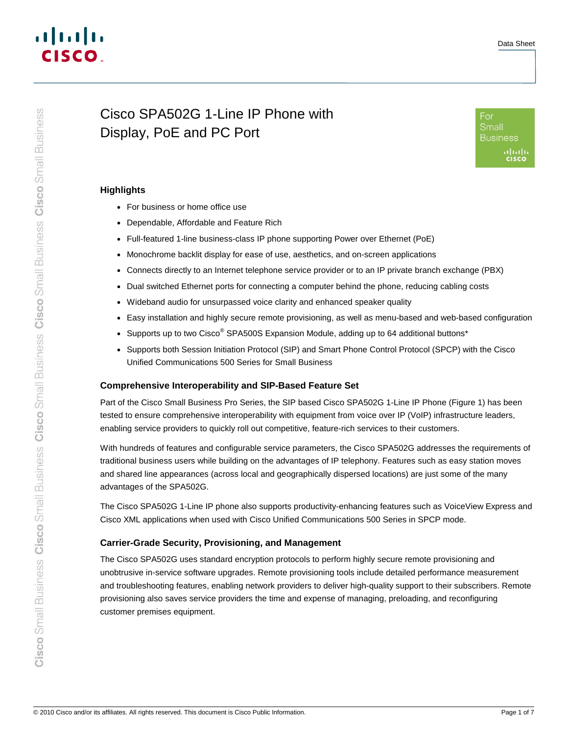# Cisco SPA502G 1-Line IP Phone with Display, PoE and PC Port

## Highlights

- For business or home office use
- Dependable, Affordable and Feature Rich
- Full-featured 1-line business-class IP phone supporting Power over Ethernet (PoE)
- Monochrome backlit display for ease of use, aesthetics, and on-screen applications
- Connects directly to an Internet telephone service provider or to an IP private branch exchange (PBX)
- Dual switched Ethernet ports for connecting a computer behind the phone, reducing cabling costs
- Wideband audio for unsurpassed voice clarity and enhanced speaker quality
- Easy installation and highly secure remote provisioning, as well as menu-based and web-based configuration
- Supports up to two Cisco® SPA500S Expansion Module, adding up to 64 additional buttons*
- Supports both Session Initiation Protocol (SIP) and Smart Phone Control Protocol (SPCP) with the Cisco Unified Communications 500 Series for Small Business

### Comprehensive Interoperability and SIP-Based Feature Set

Part of the Cisco Small Business Pro Series, the SIP based Cisco SPA502G 1-Line IP Phone (Figure 1) has been tested to ensure comprehensive interoperability with equipment from voice over IP (VoIP) infrastructure leaders, enabling service providers to quickly roll out competitive, feature-rich services to their customers.

With hundreds of features and configurable service parameters, the Cisco SPA502G addresses the requirements of traditional business users while building on the advantages of IP telephony. Features such as easy station moves and shared line appearances (across local and geographically dispersed locations) are just some of the many advantages of the SPA502G.

The Cisco SPA502G 1-Line IP phone also supports productivity-enhancing features such as VoiceView Express and Cisco XML applications when used with Cisco Unified Communications 500 Series in SPCP mode.

### Carrier-Grade Security, Provisioning, and Management

The Cisco SPA502G uses standard encryption protocols to perform highly secure remote provisioning and unobtrusive in-service software upgrades. Remote provisioning tools include detailed performance measurement and troubleshooting features, enabling network providers to deliver high-quality support to their subscribers. Remote provisioning also saves service providers the time and expense of managing, preloading, and reconfiguring customer premises equipment.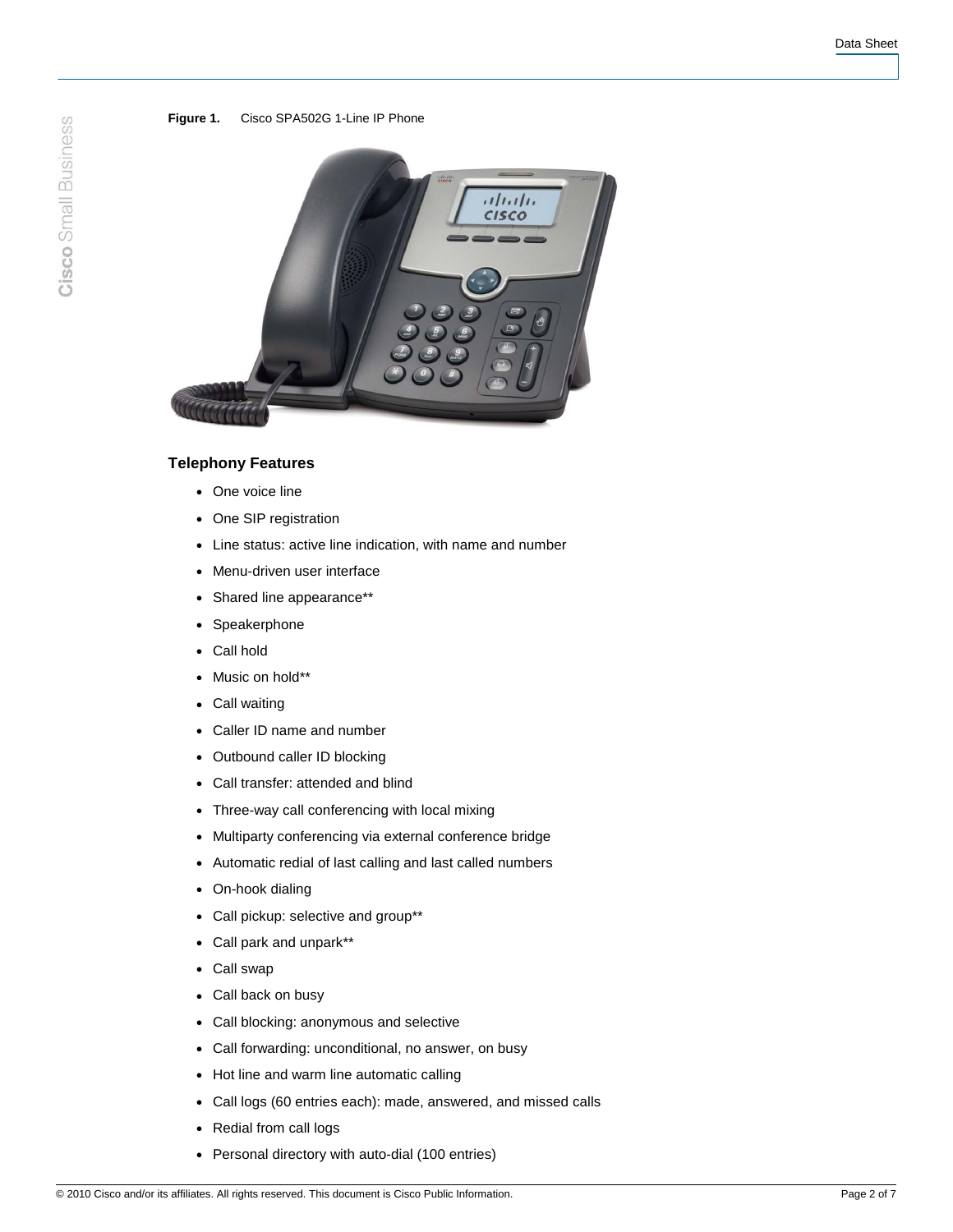**Figure 1.** Cisco SPA502G 1-Line IP Phone

### Telephony Features

- One voice line
- One SIP registration
- Line status: active line indication, with name and number
- Menu-driven user interface
- Shared line appearance**
- Speakerphone
- Call hold
- Music on hold**
- Call waiting
- Caller ID name and number
- Outbound caller ID blocking
- Call transfer: attended and blind
- Three-way call conferencing with local mixing
- Multiparty conferencing via external conference bridge
- Automatic redial of last calling and last called numbers
- On-hook dialing
- Call pickup: selective and group**
- Call park and unpark**
- Call swap
- Call back on busy
- Call blocking: anonymous and selective
- Call forwarding: unconditional, no answer, on busy
- Hot line and warm line automatic calling
- Call logs (60 entries each): made, answered, and missed calls
- Redial from call logs
- Personal directory with auto-dial (100 entries)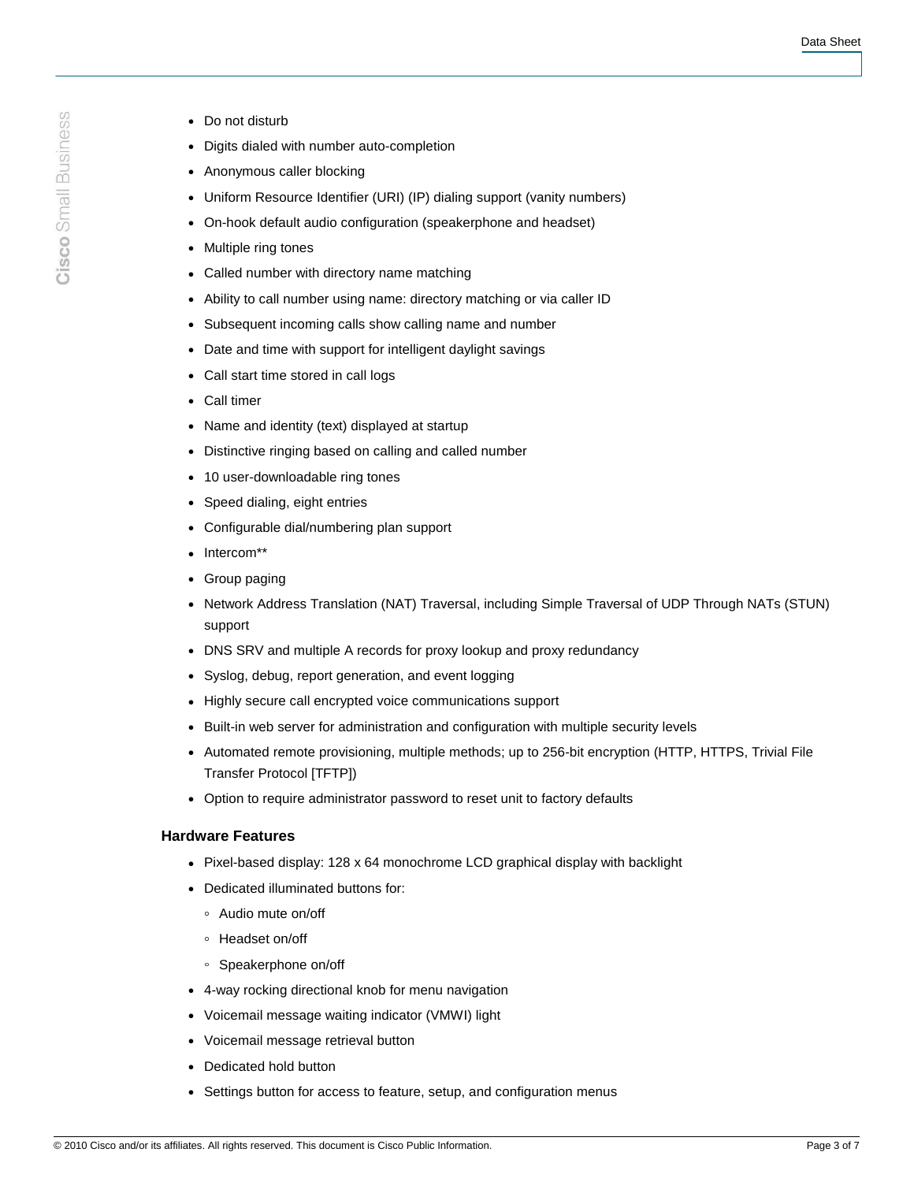- Do not disturb
- Digits dialed with number auto-completion
- Anonymous caller blocking
- Uniform Resource Identifier (URI) (IP) dialing support (vanity numbers)
- On-hook default audio configuration (speakerphone and headset)
- Multiple ring tones
- Called number with directory name matching
- Ability to call number using name: directory matching or via caller ID
- Subsequent incoming calls show calling name and number
- Date and time with support for intelligent daylight savings
- Call start time stored in call logs
- Call timer
- Name and identity (text) displayed at startup
- Distinctive ringing based on calling and called number
- 10 user-downloadable ring tones
- Speed dialing, eight entries
- Configurable dial/numbering plan support
- Intercom**
- Group paging
- Network Address Translation (NAT) Traversal, including Simple Traversal of UDP Through NATs (STUN) support
- DNS SRV and multiple A records for proxy lookup and proxy redundancy
- Syslog, debug, report generation, and event logging
- Highly secure call encrypted voice communications support
- Built-in web server for administration and configuration with multiple security levels
- Automated remote provisioning, multiple methods; up to 256-bit encryption (HTTP, HTTPS, Trivial File Transfer Protocol [TFTP])
- Option to require administrator password to reset unit to factory defaults

### Hardware Features

- Pixel-based display: 128 x 64 monochrome LCD graphical display with backlight
- Dedicated illuminated buttons for:
  - Audio mute on/off
  - Headset on/off
  - Speakerphone on/off
- 4-way rocking directional knob for menu navigation
- Voicemail message waiting indicator (VMWI) light
- Voicemail message retrieval button
- Dedicated hold button
- Settings button for access to feature, setup, and configuration menus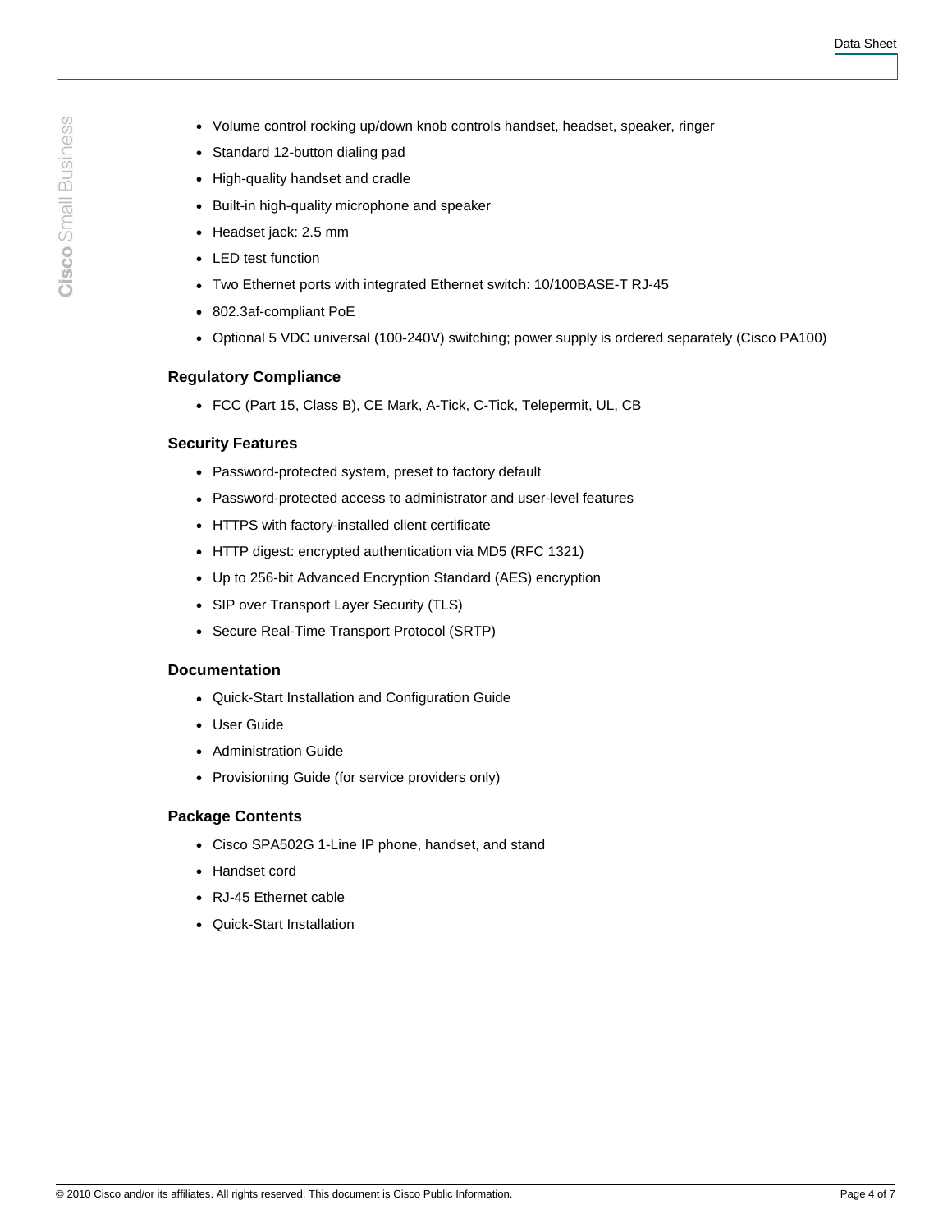- Volume control rocking up/down knob controls handset, headset, speaker, ringer
- Standard 12-button dialing pad
- High-quality handset and cradle
- Built-in high-quality microphone and speaker
- Headset jack: 2.5 mm
- LED test function
- Two Ethernet ports with integrated Ethernet switch: 10/100BASE-T RJ-45
- 802.3af-compliant PoE
- Optional 5 VDC universal (100-240V) switching; power supply is ordered separately (Cisco PA100)

### Regulatory Compliance

- FCC (Part 15, Class B), CE Mark, A-Tick, C-Tick, Telepermit, UL, CB

### Security Features

- Password-protected system, preset to factory default
- Password-protected access to administrator and user-level features
- HTTPS with factory-installed client certificate
- HTTP digest: encrypted authentication via MD5 (RFC 1321)
- Up to 256-bit Advanced Encryption Standard (AES) encryption
- SIP over Transport Layer Security (TLS)
- Secure Real-Time Transport Protocol (SRTP)

### Documentation

- Quick-Start Installation and Configuration Guide
- User Guide
- Administration Guide
- Provisioning Guide (for service providers only)

### Package Contents

- Cisco SPA502G 1-Line IP phone, handset, and stand
- Handset cord
- RJ-45 Ethernet cable
- Quick-Start Installation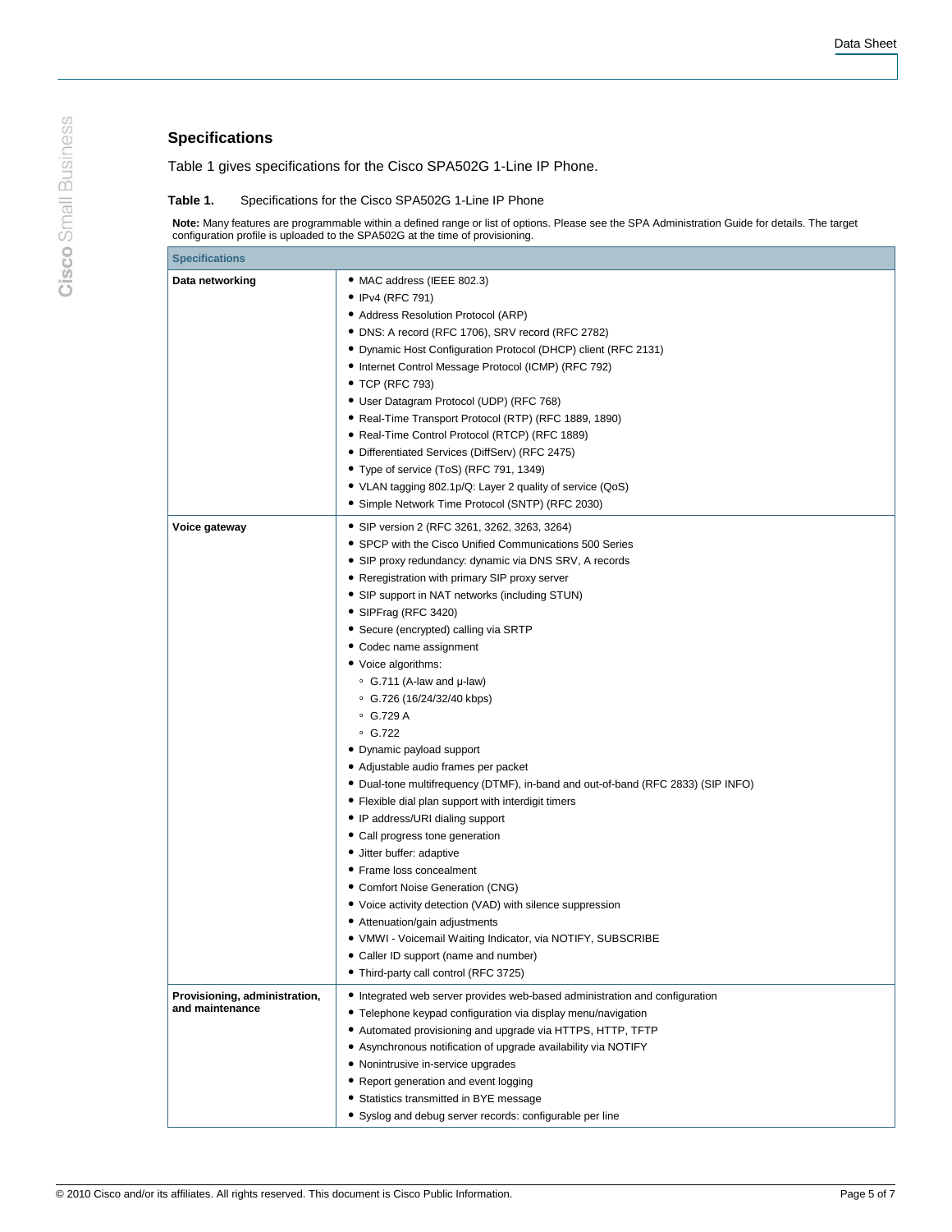## Specifications

Table 1 gives specifications for the Cisco SPA502G 1-Line IP Phone.

**Table 1.** Specifications for the Cisco SPA502G 1-Line IP Phone

**Note:** Many features are programmable within a defined range or list of options. Please see the SPA Administration Guide for details. The target configuration profile is uploaded to the SPA502G at the time of provisioning.

| Specifications | |
|---|---|
| **Data networking** | • MAC address (IEEE 802.3)<br>• IPv4 (RFC 791)<br>• Address Resolution Protocol (ARP)<br>• DNS: A record (RFC 1706), SRV record (RFC 2782)<br>• Dynamic Host Configuration Protocol (DHCP) client (RFC 2131)<br>• Internet Control Message Protocol (ICMP) (RFC 792)<br>• TCP (RFC 793)<br>• User Datagram Protocol (UDP) (RFC 768)<br>• Real-Time Transport Protocol (RTP) (RFC 1889, 1890)<br>• Real-Time Control Protocol (RTCP) (RFC 1889)<br>• Differentiated Services (DiffServ) (RFC 2475)<br>• Type of service (ToS) (RFC 791, 1349)<br>• VLAN tagging 802.1p/Q: Layer 2 quality of service (QoS)<br>• Simple Network Time Protocol (SNTP) (RFC 2030) |
| **Voice gateway** | • SIP version 2 (RFC 3261, 3262, 3263, 3264)<br>• SPCP with the Cisco Unified Communications 500 Series<br>• SIP proxy redundancy: dynamic via DNS SRV, A records<br>• Reregistration with primary SIP proxy server<br>• SIP support in NAT networks (including STUN)<br>• SIPFrag (RFC 3420)<br>• Secure (encrypted) calling via SRTP<br>• Codec name assignment<br>• Voice algorithms:<br>  ◦ G.711 (A-law and μ-law)<br>  ◦ G.726 (16/24/32/40 kbps)<br>  ◦ G.729 A<br>  ◦ G.722<br>• Dynamic payload support<br>• Adjustable audio frames per packet<br>• Dual-tone multifrequency (DTMF), in-band and out-of-band (RFC 2833) (SIP INFO)<br>• Flexible dial plan support with interdigit timers<br>• IP address/URI dialing support<br>• Call progress tone generation<br>• Jitter buffer: adaptive<br>• Frame loss concealment<br>• Comfort Noise Generation (CNG)<br>• Voice activity detection (VAD) with silence suppression<br>• Attenuation/gain adjustments<br>• VMWI - Voicemail Waiting Indicator, via NOTIFY, SUBSCRIBE<br>• Caller ID support (name and number)<br>• Third-party call control (RFC 3725) |
| **Provisioning, administration, and maintenance** | • Integrated web server provides web-based administration and configuration<br>• Telephone keypad configuration via display menu/navigation<br>• Automated provisioning and upgrade via HTTPS, HTTP, TFTP<br>• Asynchronous notification of upgrade availability via NOTIFY<br>• Nonintrusive in-service upgrades<br>• Report generation and event logging<br>• Statistics transmitted in BYE message<br>• Syslog and debug server records: configurable per line |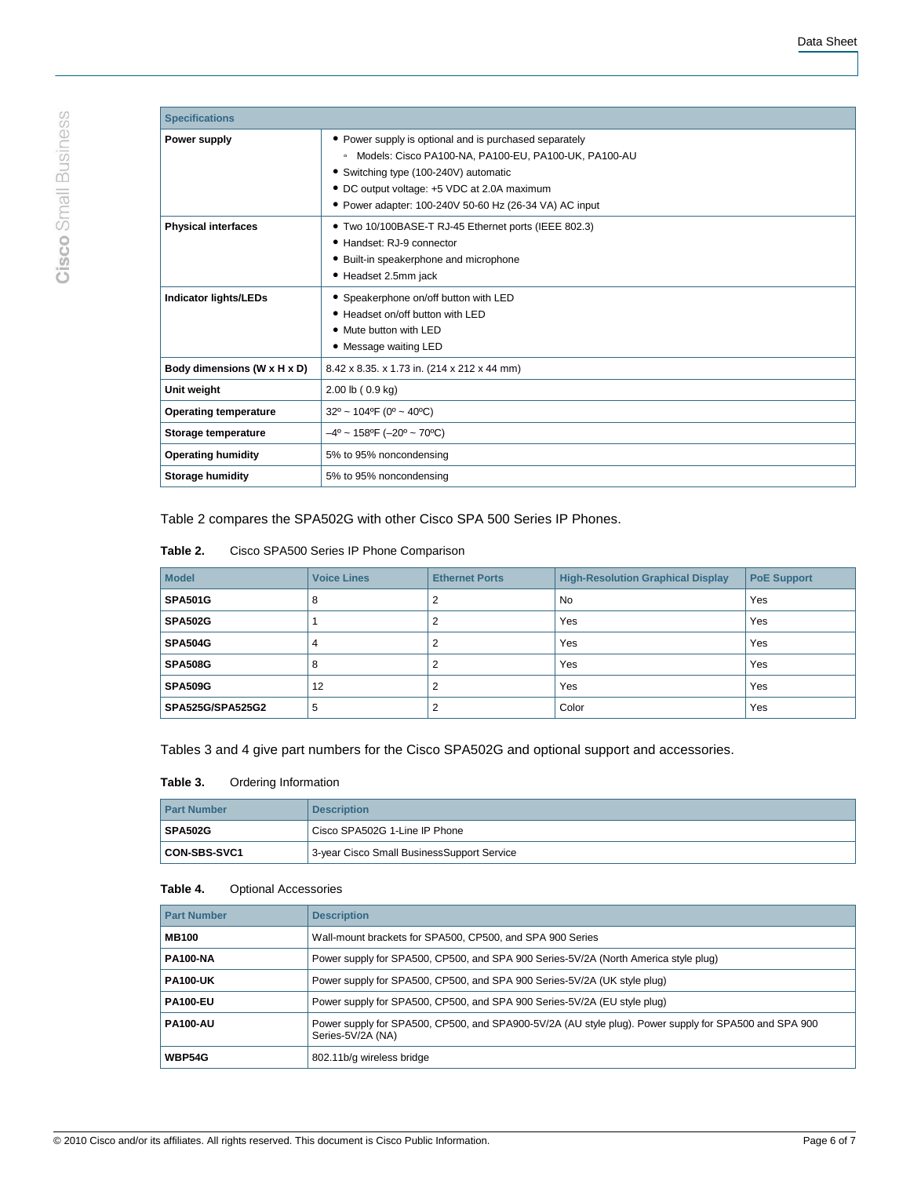| Specifications | |
|---|---|
| **Power supply** | • Power supply is optional and is purchased separately<br>◦ Models: Cisco PA100-NA, PA100-EU, PA100-UK, PA100-AU<br>• Switching type (100-240V) automatic<br>• DC output voltage: +5 VDC at 2.0A maximum<br>• Power adapter: 100-240V 50-60 Hz (26-34 VA) AC input |
| **Physical interfaces** | • Two 10/100BASE-T RJ-45 Ethernet ports (IEEE 802.3)<br>• Handset: RJ-9 connector<br>• Built-in speakerphone and microphone<br>• Headset 2.5mm jack |
| **Indicator lights/LEDs** | • Speakerphone on/off button with LED<br>• Headset on/off button with LED<br>• Mute button with LED<br>• Message waiting LED |
| **Body dimensions (W x H x D)** | 8.42 x 8.35. x 1.73 in. (214 x 212 x 44 mm) |
| **Unit weight** | 2.00 lb ( 0.9 kg) |
| **Operating temperature** | 32º ~ 104ºF (0º ~ 40ºC) |
| **Storage temperature** | –4º ~ 158ºF (–20º ~ 70ºC) |
| **Operating humidity** | 5% to 95% noncondensing |
| **Storage humidity** | 5% to 95% noncondensing |

Table 2 compares the SPA502G with other Cisco SPA 500 Series IP Phones.

**Table 2.** Cisco SPA500 Series IP Phone Comparison

| Model | Voice Lines | Ethernet Ports | High-Resolution Graphical Display | PoE Support |
|---|---|---|---|---|
| **SPA501G** | 8 | 2 | No | Yes |
| **SPA502G** | 1 | 2 | Yes | Yes |
| **SPA504G** | 4 | 2 | Yes | Yes |
| **SPA508G** | 8 | 2 | Yes | Yes |
| **SPA509G** | 12 | 2 | Yes | Yes |
| **SPA525G/SPA525G2** | 5 | 2 | Color | Yes |

Tables 3 and 4 give part numbers for the Cisco SPA502G and optional support and accessories.

**Table 3.** Ordering Information

| Part Number | Description |
|---|---|
| **SPA502G** | Cisco SPA502G 1-Line IP Phone |
| **CON-SBS-SVC1** | 3-year Cisco Small BusinessSupport Service |

**Table 4.** Optional Accessories

| Part Number | Description |
|---|---|
| **MB100** | Wall-mount brackets for SPA500, CP500, and SPA 900 Series |
| **PA100-NA** | Power supply for SPA500, CP500, and SPA 900 Series-5V/2A (North America style plug) |
| **PA100-UK** | Power supply for SPA500, CP500, and SPA 900 Series-5V/2A (UK style plug) |
| **PA100-EU** | Power supply for SPA500, CP500, and SPA 900 Series-5V/2A (EU style plug) |
| **PA100-AU** | Power supply for SPA500, CP500, and SPA900-5V/2A (AU style plug). Power supply for SPA500 and SPA 900 Series-5V/2A (NA) |
| **WBP54G** | 802.11b/g wireless bridge |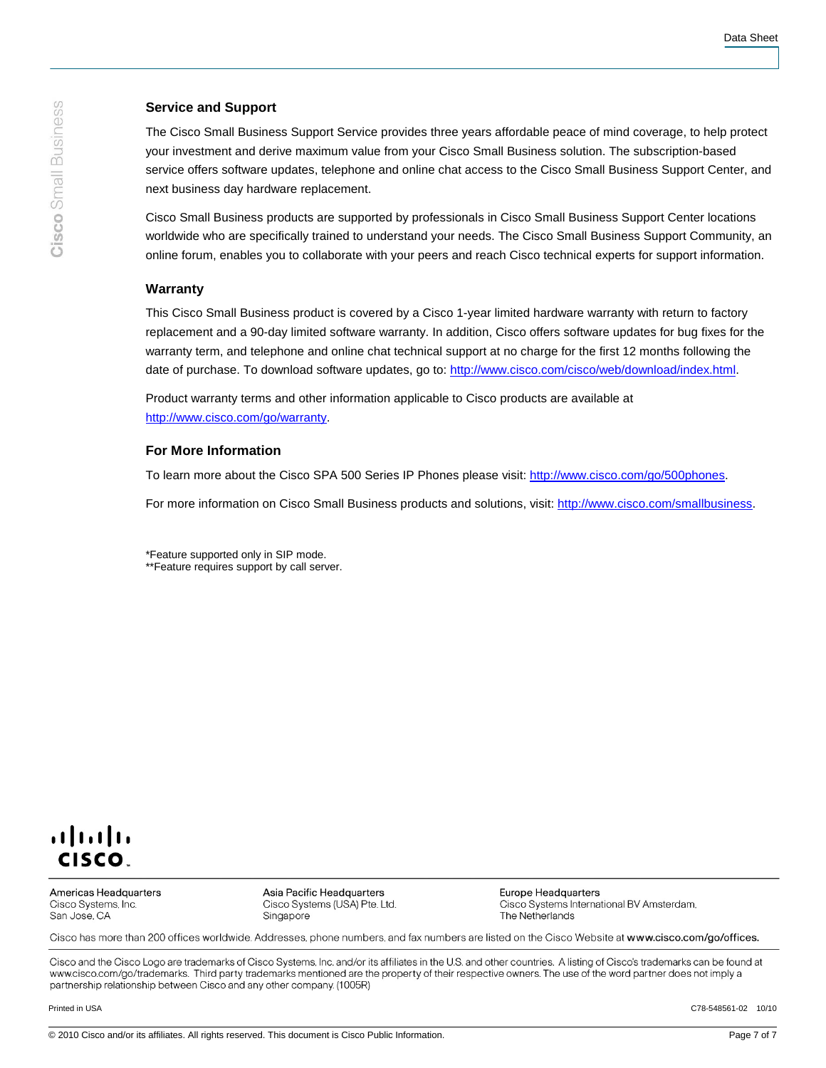### Service and Support

The Cisco Small Business Support Service provides three years affordable peace of mind coverage, to help protect your investment and derive maximum value from your Cisco Small Business solution. The subscription-based service offers software updates, telephone and online chat access to the Cisco Small Business Support Center, and next business day hardware replacement.

Cisco Small Business products are supported by professionals in Cisco Small Business Support Center locations worldwide who are specifically trained to understand your needs. The Cisco Small Business Support Community, an online forum, enables you to collaborate with your peers and reach Cisco technical experts for support information.

### Warranty

This Cisco Small Business product is covered by a Cisco 1-year limited hardware warranty with return to factory replacement and a 90-day limited software warranty. In addition, Cisco offers software updates for bug fixes for the warranty term, and telephone and online chat technical support at no charge for the first 12 months following the date of purchase. To download software updates, go to: http://www.cisco.com/cisco/web/download/index.html.

Product warranty terms and other information applicable to Cisco products are available at http://www.cisco.com/go/warranty.

### For More Information

To learn more about the Cisco SPA 500 Series IP Phones please visit: http://www.cisco.com/go/500phones.

For more information on Cisco Small Business products and solutions, visit: http://www.cisco.com/smallbusiness.

*Feature supported only in SIP mode.
**Feature requires support by call server.

Americas Headquarters
Cisco Systems, Inc.
San Jose, CA

Asia Pacific Headquarters
Cisco Systems (USA) Pte. Ltd.
Singapore

Europe Headquarters
Cisco Systems International BV Amsterdam,
The Netherlands

Cisco has more than 200 offices worldwide. Addresses, phone numbers, and fax numbers are listed on the Cisco Website at **www.cisco.com/go/offices.**

Cisco and the Cisco Logo are trademarks of Cisco Systems, Inc. and/or its affiliates in the U.S. and other countries. A listing of Cisco's trademarks can be found at www.cisco.com/go/trademarks. Third party trademarks mentioned are the property of their respective owners. The use of the word partner does not imply a partnership relationship between Cisco and any other company. (1005R)

Printed in USA

C78-548561-02 10/10

© 2010 Cisco and/or its affiliates. All rights reserved. This document is Cisco Public Information.